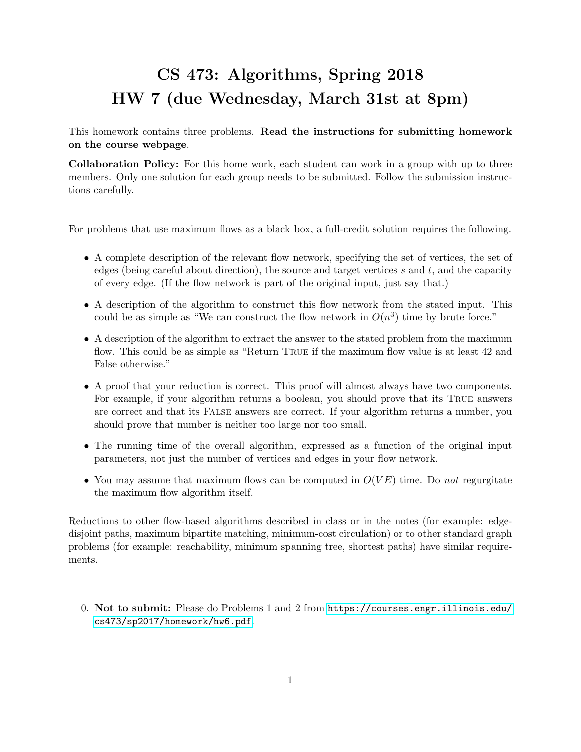# CS 473: Algorithms, Spring 2018
# HW 7 (due Wednesday, March 31st at 8pm)

This homework contains three problems. **Read the instructions for submitting homework on the course webpage**.

**Collaboration Policy:** For this home work, each student can work in a group with up to three members. Only one solution for each group needs to be submitted. Follow the submission instructions carefully.

---

For problems that use maximum flows as a black box, a full-credit solution requires the following.

- A complete description of the relevant flow network, specifying the set of vertices, the set of edges (being careful about direction), the source and target vertices $s$ and $t$, and the capacity of every edge. (If the flow network is part of the original input, just say that.)
- A description of the algorithm to construct this flow network from the stated input. This could be as simple as "We can construct the flow network in $O(n^3)$ time by brute force."
- A description of the algorithm to extract the answer to the stated problem from the maximum flow. This could be as simple as "Return TRUE if the maximum flow value is at least 42 and False otherwise."
- A proof that your reduction is correct. This proof will almost always have two components. For example, if your algorithm returns a boolean, you should prove that its TRUE answers are correct and that its FALSE answers are correct. If your algorithm returns a number, you should prove that number is neither too large nor too small.
- The running time of the overall algorithm, expressed as a function of the original input parameters, not just the number of vertices and edges in your flow network.
- You may assume that maximum flows can be computed in $O(VE)$ time. Do *not* regurgitate the maximum flow algorithm itself.

Reductions to other flow-based algorithms described in class or in the notes (for example: edge-disjoint paths, maximum bipartite matching, minimum-cost circulation) or to other standard graph problems (for example: reachability, minimum spanning tree, shortest paths) have similar requirements.

---

0. **Not to submit:** Please do Problems 1 and 2 from https://courses.engr.illinois.edu/cs473/sp2017/homework/hw6.pdf.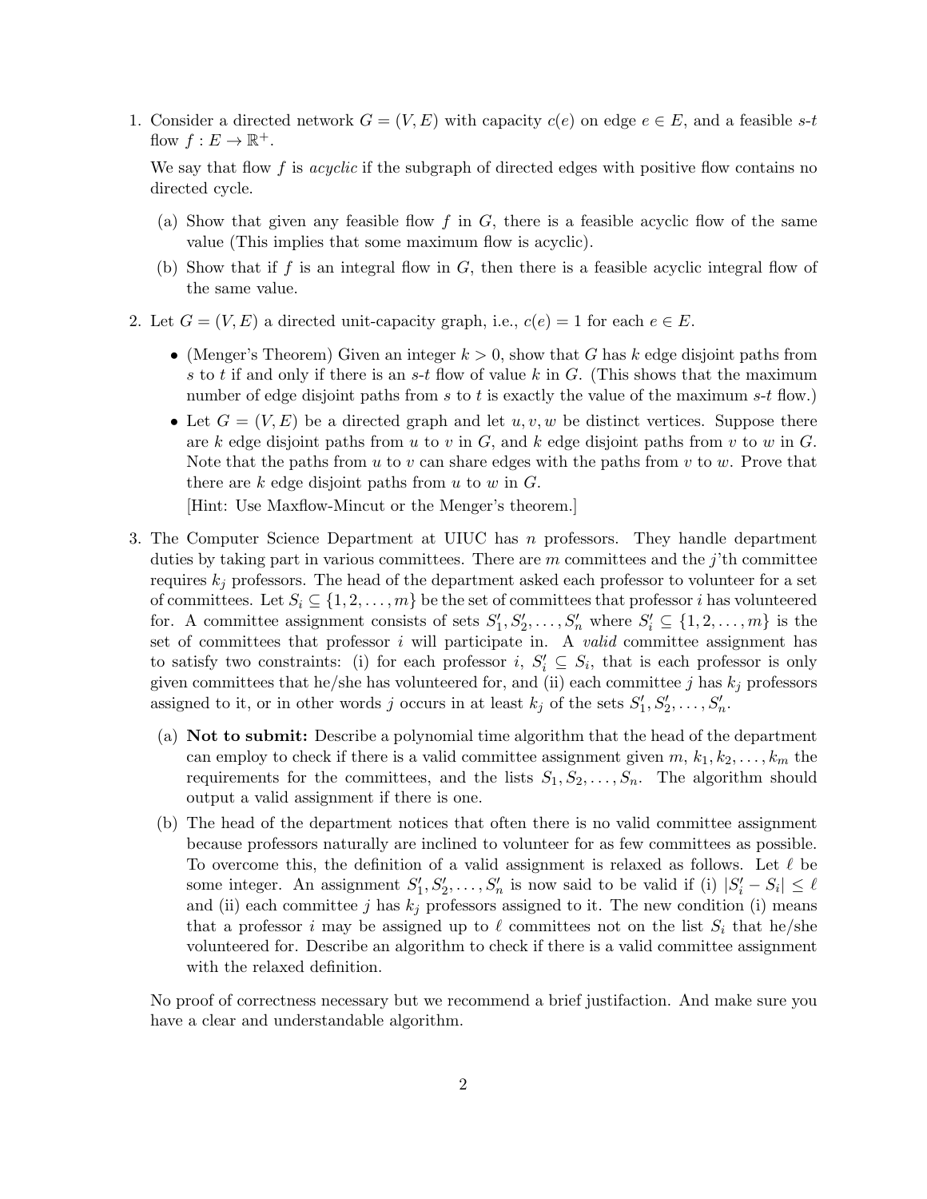1. Consider a directed network $G = (V, E)$ with capacity $c(e)$ on edge $e \in E$, and a feasible $s$-$t$ flow $f : E \to \mathbb{R}^+$.

   We say that flow $f$ is *acyclic* if the subgraph of directed edges with positive flow contains no directed cycle.

   (a) Show that given any feasible flow $f$ in $G$, there is a feasible acyclic flow of the same value (This implies that some maximum flow is acyclic).

   (b) Show that if $f$ is an integral flow in $G$, then there is a feasible acyclic integral flow of the same value.

2. Let $G = (V, E)$ a directed unit-capacity graph, i.e., $c(e) = 1$ for each $e \in E$.

   - (Menger's Theorem) Given an integer $k > 0$, show that $G$ has $k$ edge disjoint paths from $s$ to $t$ if and only if there is an $s$-$t$ flow of value $k$ in $G$. (This shows that the maximum number of edge disjoint paths from $s$ to $t$ is exactly the value of the maximum $s$-$t$ flow.)
   - Let $G = (V, E)$ be a directed graph and let $u, v, w$ be distinct vertices. Suppose there are $k$ edge disjoint paths from $u$ to $v$ in $G$, and $k$ edge disjoint paths from $v$ to $w$ in $G$. Note that the paths from $u$ to $v$ can share edges with the paths from $v$ to $w$. Prove that there are $k$ edge disjoint paths from $u$ to $w$ in $G$.

     [Hint: Use Maxflow-Mincut or the Menger's theorem.]

3. The Computer Science Department at UIUC has $n$ professors. They handle department duties by taking part in various committees. There are $m$ committees and the $j$'th committee requires $k_j$ professors. The head of the department asked each professor to volunteer for a set of committees. Let $S_i \subseteq \{1, 2, \ldots, m\}$ be the set of committees that professor $i$ has volunteered for. A committee assignment consists of sets $S'_1, S'_2, \ldots, S'_n$ where $S'_i \subseteq \{1, 2, \ldots, m\}$ is the set of committees that professor $i$ will participate in. A *valid* committee assignment has to satisfy two constraints: (i) for each professor $i$, $S'_i \subseteq S_i$, that is each professor is only given committees that he/she has volunteered for, and (ii) each committee $j$ has $k_j$ professors assigned to it, or in other words $j$ occurs in at least $k_j$ of the sets $S'_1, S'_2, \ldots, S'_n$.

   (a) **Not to submit:** Describe a polynomial time algorithm that the head of the department can employ to check if there is a valid committee assignment given $m$, $k_1, k_2, \ldots, k_m$ the requirements for the committees, and the lists $S_1, S_2, \ldots, S_n$. The algorithm should output a valid assignment if there is one.

   (b) The head of the department notices that often there is no valid committee assignment because professors naturally are inclined to volunteer for as few committees as possible. To overcome this, the definition of a valid assignment is relaxed as follows. Let $\ell$ be some integer. An assignment $S'_1, S'_2, \ldots, S'_n$ is now said to be valid if (i) $|S'_i - S_i| \leq \ell$ and (ii) each committee $j$ has $k_j$ professors assigned to it. The new condition (i) means that a professor $i$ may be assigned up to $\ell$ committees not on the list $S_i$ that he/she volunteered for. Describe an algorithm to check if there is a valid committee assignment with the relaxed definition.

No proof of correctness necessary but we recommend a brief justifaction. And make sure you have a clear and understandable algorithm.